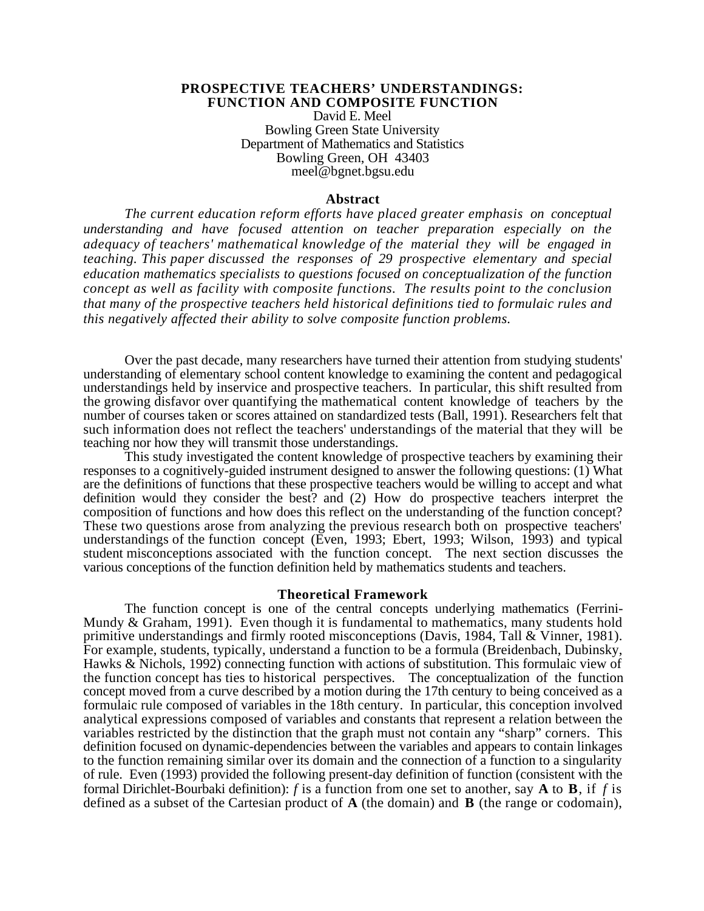# PROSPECTIVE TEACHERS' UNDERSTANDINGS: FUNCTION AND COMPOSITE FUNCTION

David E. Meel
Bowling Green State University
Department of Mathematics and Statistics
Bowling Green, OH 43403
meel@bgnet.bgsu.edu

## Abstract

*The current education reform efforts have placed greater emphasis on conceptual understanding and have focused attention on teacher preparation especially on the adequacy of teachers' mathematical knowledge of the material they will be engaged in teaching. This paper discussed the responses of 29 prospective elementary and special education mathematics specialists to questions focused on conceptualization of the function concept as well as facility with composite functions. The results point to the conclusion that many of the prospective teachers held historical definitions tied to formulaic rules and this negatively affected their ability to solve composite function problems.*

Over the past decade, many researchers have turned their attention from studying students' understanding of elementary school content knowledge to examining the content and pedagogical understandings held by inservice and prospective teachers. In particular, this shift resulted from the growing disfavor over quantifying the mathematical content knowledge of teachers by the number of courses taken or scores attained on standardized tests (Ball, 1991). Researchers felt that such information does not reflect the teachers' understandings of the material that they will be teaching nor how they will transmit those understandings.

This study investigated the content knowledge of prospective teachers by examining their responses to a cognitively-guided instrument designed to answer the following questions: (1) What are the definitions of functions that these prospective teachers would be willing to accept and what definition would they consider the best? and (2) How do prospective teachers interpret the composition of functions and how does this reflect on the understanding of the function concept? These two questions arose from analyzing the previous research both on prospective teachers' understandings of the function concept (Even, 1993; Ebert, 1993; Wilson, 1993) and typical student misconceptions associated with the function concept. The next section discusses the various conceptions of the function definition held by mathematics students and teachers.

## Theoretical Framework

The function concept is one of the central concepts underlying mathematics (Ferrini-Mundy & Graham, 1991). Even though it is fundamental to mathematics, many students hold primitive understandings and firmly rooted misconceptions (Davis, 1984, Tall & Vinner, 1981). For example, students, typically, understand a function to be a formula (Breidenbach, Dubinsky, Hawks & Nichols, 1992) connecting function with actions of substitution. This formulaic view of the function concept has ties to historical perspectives. The conceptualization of the function concept moved from a curve described by a motion during the 17th century to being conceived as a formulaic rule composed of variables in the 18th century. In particular, this conception involved analytical expressions composed of variables and constants that represent a relation between the variables restricted by the distinction that the graph must not contain any "sharp" corners. This definition focused on dynamic-dependencies between the variables and appears to contain linkages to the function remaining similar over its domain and the connection of a function to a singularity of rule. Even (1993) provided the following present-day definition of function (consistent with the formal Dirichlet-Bourbaki definition): $f$ is a function from one set to another, say **A** to **B**, if $f$ is defined as a subset of the Cartesian product of **A** (the domain) and **B** (the range or codomain),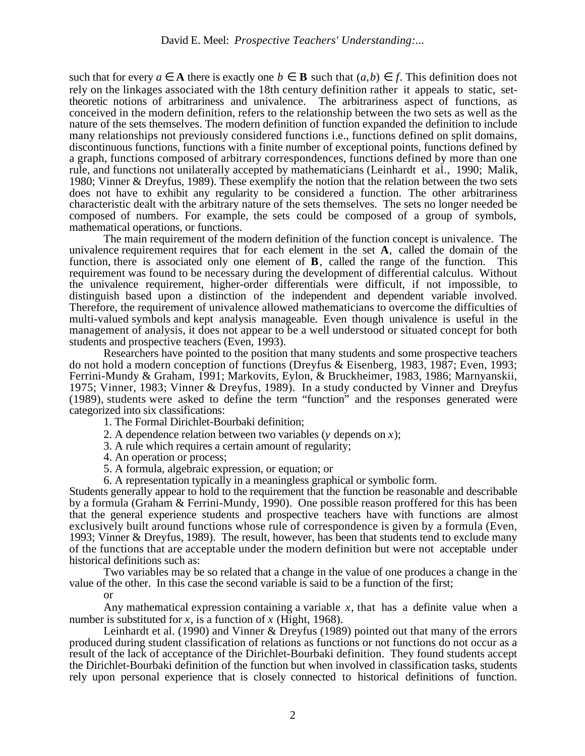such that for every $a \in \mathbf{A}$ there is exactly one $b \in \mathbf{B}$ such that $(a,b) \in f$. This definition does not rely on the linkages associated with the 18th century definition rather it appeals to static, set-theoretic notions of arbitrariness and univalence. The arbitrariness aspect of functions, as conceived in the modern definition, refers to the relationship between the two sets as well as the nature of the sets themselves. The modern definition of function expanded the definition to include many relationships not previously considered functions i.e., functions defined on split domains, discontinuous functions, functions with a finite number of exceptional points, functions defined by a graph, functions composed of arbitrary correspondences, functions defined by more than one rule, and functions not unilaterally accepted by mathematicians (Leinhardt et al., 1990; Malik, 1980; Vinner & Dreyfus, 1989). These exemplify the notion that the relation between the two sets does not have to exhibit any regularity to be considered a function. The other arbitrariness characteristic dealt with the arbitrary nature of the sets themselves. The sets no longer needed be composed of numbers. For example, the sets could be composed of a group of symbols, mathematical operations, or functions.

The main requirement of the modern definition of the function concept is univalence. The univalence requirement requires that for each element in the set **A**, called the domain of the function, there is associated only one element of **B**, called the range of the function. This requirement was found to be necessary during the development of differential calculus. Without the univalence requirement, higher-order differentials were difficult, if not impossible, to distinguish based upon a distinction of the independent and dependent variable involved. Therefore, the requirement of univalence allowed mathematicians to overcome the difficulties of multi-valued symbols and kept analysis manageable. Even though univalence is useful in the management of analysis, it does not appear to be a well understood or situated concept for both students and prospective teachers (Even, 1993).

Researchers have pointed to the position that many students and some prospective teachers do not hold a modern conception of functions (Dreyfus & Eisenberg, 1983, 1987; Even, 1993; Ferrini-Mundy & Graham, 1991; Markovits, Eylon, & Bruckheimer, 1983, 1986; Marnyanskii, 1975; Vinner, 1983; Vinner & Dreyfus, 1989). In a study conducted by Vinner and Dreyfus (1989), students were asked to define the term "function" and the responses generated were categorized into six classifications:

1. The Formal Dirichlet-Bourbaki definition;
2. A dependence relation between two variables ($y$ depends on $x$);
3. A rule which requires a certain amount of regularity;
4. An operation or process;
5. A formula, algebraic expression, or equation; or
6. A representation typically in a meaningless graphical or symbolic form.

Students generally appear to hold to the requirement that the function be reasonable and describable by a formula (Graham & Ferrini-Mundy, 1990). One possible reason proffered for this has been that the general experience students and prospective teachers have with functions are almost exclusively built around functions whose rule of correspondence is given by a formula (Even, 1993; Vinner & Dreyfus, 1989). The result, however, has been that students tend to exclude many of the functions that are acceptable under the modern definition but were not acceptable under historical definitions such as:

Two variables may be so related that a change in the value of one produces a change in the value of the other. In this case the second variable is said to be a function of the first;

or

Any mathematical expression containing a variable $x$, that has a definite value when a number is substituted for $x$, is a function of $x$ (Hight, 1968).

Leinhardt et al. (1990) and Vinner & Dreyfus (1989) pointed out that many of the errors produced during student classification of relations as functions or not functions do not occur as a result of the lack of acceptance of the Dirichlet-Bourbaki definition. They found students accept the Dirichlet-Bourbaki definition of the function but when involved in classification tasks, students rely upon personal experience that is closely connected to historical definitions of function.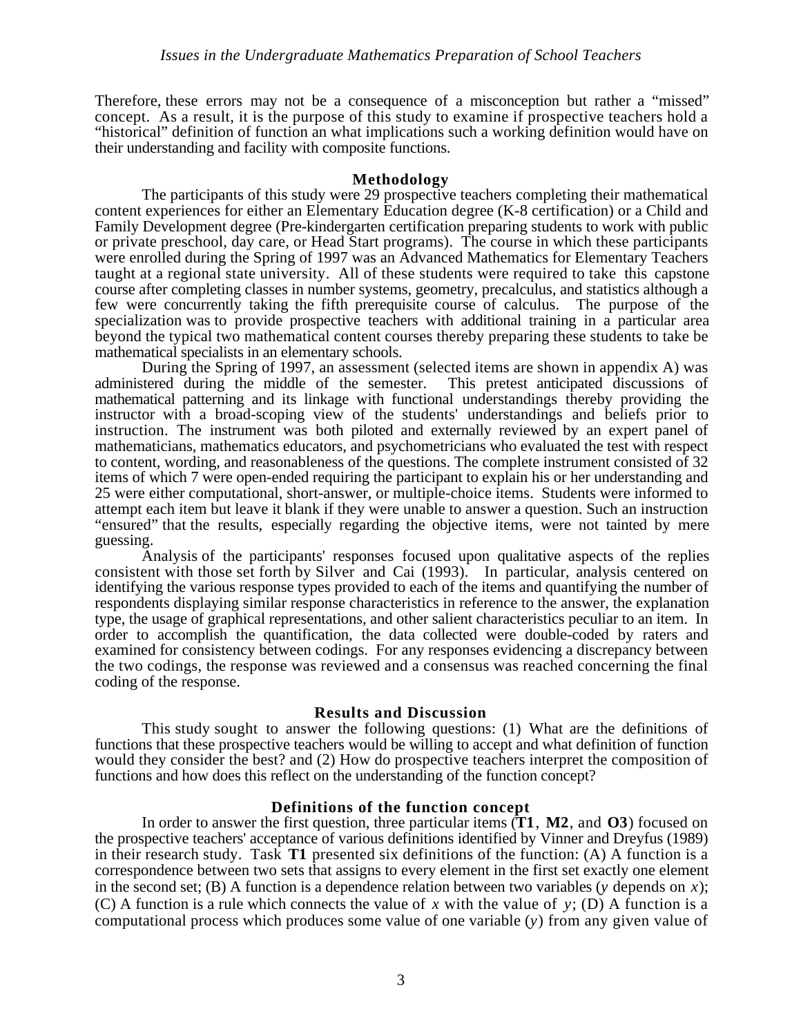Therefore, these errors may not be a consequence of a misconception but rather a "missed" concept. As a result, it is the purpose of this study to examine if prospective teachers hold a "historical" definition of function an what implications such a working definition would have on their understanding and facility with composite functions.

## Methodology

The participants of this study were 29 prospective teachers completing their mathematical content experiences for either an Elementary Education degree (K-8 certification) or a Child and Family Development degree (Pre-kindergarten certification preparing students to work with public or private preschool, day care, or Head Start programs). The course in which these participants were enrolled during the Spring of 1997 was an Advanced Mathematics for Elementary Teachers taught at a regional state university. All of these students were required to take this capstone course after completing classes in number systems, geometry, precalculus, and statistics although a few were concurrently taking the fifth prerequisite course of calculus. The purpose of the specialization was to provide prospective teachers with additional training in a particular area beyond the typical two mathematical content courses thereby preparing these students to take be mathematical specialists in an elementary schools.

During the Spring of 1997, an assessment (selected items are shown in appendix A) was administered during the middle of the semester. This pretest anticipated discussions of mathematical patterning and its linkage with functional understandings thereby providing the instructor with a broad-scoping view of the students' understandings and beliefs prior to instruction. The instrument was both piloted and externally reviewed by an expert panel of mathematicians, mathematics educators, and psychometricians who evaluated the test with respect to content, wording, and reasonableness of the questions. The complete instrument consisted of 32 items of which 7 were open-ended requiring the participant to explain his or her understanding and 25 were either computational, short-answer, or multiple-choice items. Students were informed to attempt each item but leave it blank if they were unable to answer a question. Such an instruction "ensured" that the results, especially regarding the objective items, were not tainted by mere guessing.

Analysis of the participants' responses focused upon qualitative aspects of the replies consistent with those set forth by Silver and Cai (1993). In particular, analysis centered on identifying the various response types provided to each of the items and quantifying the number of respondents displaying similar response characteristics in reference to the answer, the explanation type, the usage of graphical representations, and other salient characteristics peculiar to an item. In order to accomplish the quantification, the data collected were double-coded by raters and examined for consistency between codings. For any responses evidencing a discrepancy between the two codings, the response was reviewed and a consensus was reached concerning the final coding of the response.

## Results and Discussion

This study sought to answer the following questions: (1) What are the definitions of functions that these prospective teachers would be willing to accept and what definition of function would they consider the best? and (2) How do prospective teachers interpret the composition of functions and how does this reflect on the understanding of the function concept?

### Definitions of the function concept

In order to answer the first question, three particular items (**T1**, **M2**, and **O3**) focused on the prospective teachers' acceptance of various definitions identified by Vinner and Dreyfus (1989) in their research study. Task **T1** presented six definitions of the function: (A) A function is a correspondence between two sets that assigns to every element in the first set exactly one element in the second set; (B) A function is a dependence relation between two variables ($y$ depends on $x$); (C) A function is a rule which connects the value of $x$ with the value of $y$; (D) A function is a computational process which produces some value of one variable ($y$) from any given value of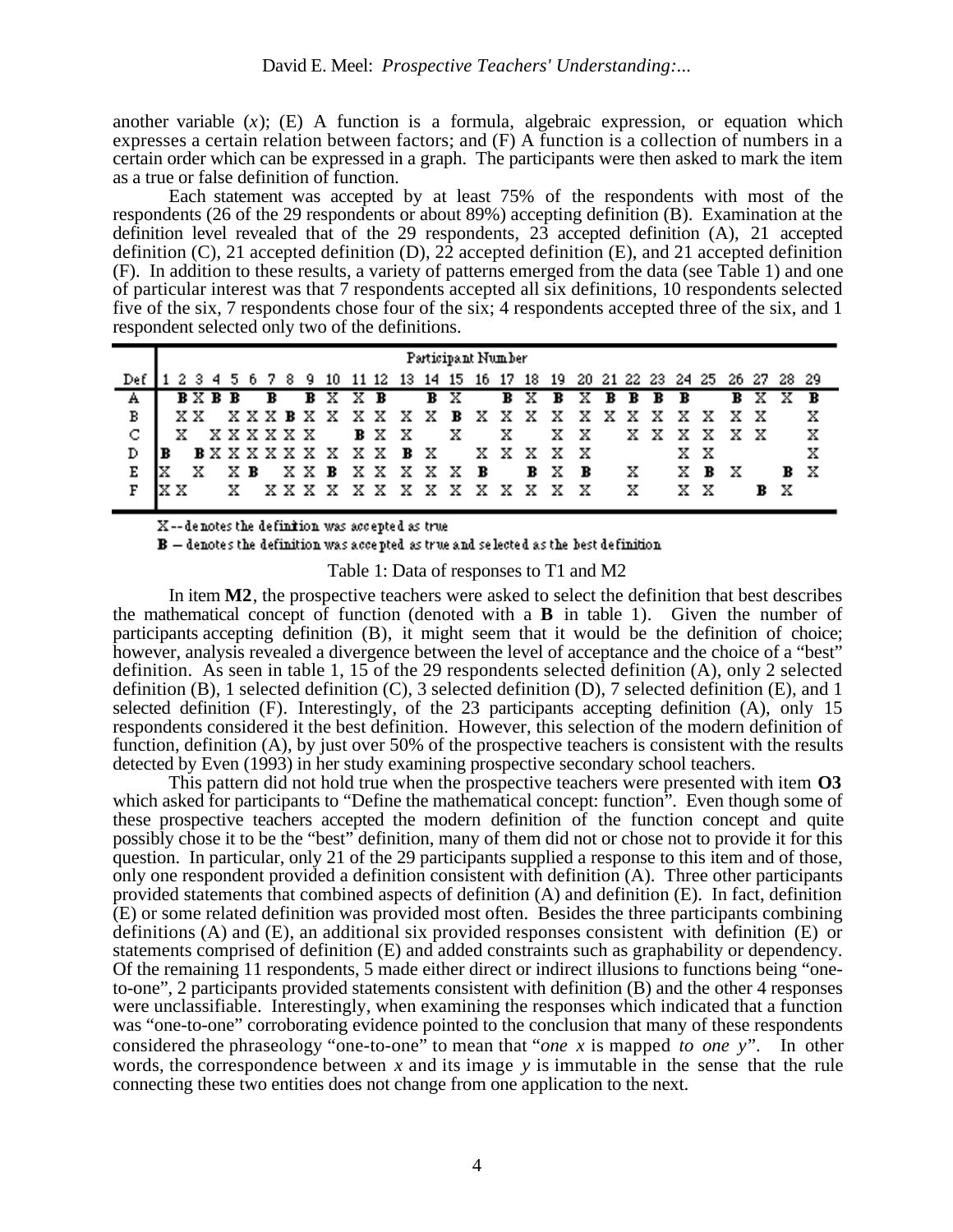another variable ($x$); (E) A function is a formula, algebraic expression, or equation which expresses a certain relation between factors; and (F) A function is a collection of numbers in a certain order which can be expressed in a graph. The participants were then asked to mark the item as a true or false definition of function.

Each statement was accepted by at least 75% of the respondents with most of the respondents (26 of the 29 respondents or about 89%) accepting definition (B). Examination at the definition level revealed that of the 29 respondents, 23 accepted definition (A), 21 accepted definition (C), 21 accepted definition (D), 22 accepted definition (E), and 21 accepted definition (F). In addition to these results, a variety of patterns emerged from the data (see Table 1) and one of particular interest was that 7 respondents accepted all six definitions, 10 respondents selected five of the six, 7 respondents chose four of the six; 4 respondents accepted three of the six, and 1 respondent selected only two of the definitions.

| Def | 1 | 2 | 3 | 4 | 5 | 6 | 7 | 8 | 9 | 10 | 11 | 12 | 13 | 14 | 15 | 16 | 17 | 18 | 19 | 20 | 21 | 22 | 23 | 24 | 25 | 26 | 27 | 28 | 29 |
|---|---|---|---|---|---|---|---|---|---|---|---|---|---|---|---|---|---|---|---|---|---|---|---|---|---|---|---|---|---|
| A | | **B** | X | **B** | **B** | | **B** | | **B** | X | X | **B** | | **B** | X | | **B** | X | **B** | X | **B** | **B** | **B** | **B** | | **B** | X | X | **B** |
| B | | X | X | | X | X | X | **B** | X | X | X | X | X | X | **B** | X | X | X | X | X | X | X | X | X | X | X | X | | X |
| C | | X | | X | X | X | X | X | X | | **B** | X | | X | X | | X | | | X | X | X | X | X | X | X | X | | X |
| D | **B** | | **B** | X | X | X | X | X | X | X | X | X | **B** | X | | | X | X | X | X | X | | | X | X | | | | X |
| E | X | | X | | X | **B** | | X | X | **B** | X | X | X | X | X | **B** | | **B** | X | **B** | | X | | X | **B** | X | | **B** | X |
| F | X | X | | | X | | X | X | X | X | X | X | X | X | X | | X | X | X | X | | X | | X | X | | **B** | X | |

X -- denotes the definition was accepted as true

**B** – denotes the definition was accepted as true and selected as the best definition

Table 1: Data of responses to T1 and M2

In item **M2**, the prospective teachers were asked to select the definition that best describes the mathematical concept of function (denoted with a **B** in table 1). Given the number of participants accepting definition (B), it might seem that it would be the definition of choice; however, analysis revealed a divergence between the level of acceptance and the choice of a "best" definition. As seen in table 1, 15 of the 29 respondents selected definition (A), only 2 selected definition (B), 1 selected definition (C), 3 selected definition (D), 7 selected definition (E), and 1 selected definition (F). Interestingly, of the 23 participants accepting definition (A), only 15 respondents considered it the best definition. However, this selection of the modern definition of function, definition (A), by just over 50% of the prospective teachers is consistent with the results detected by Even (1993) in her study examining prospective secondary school teachers.

This pattern did not hold true when the prospective teachers were presented with item **O3** which asked for participants to "Define the mathematical concept: function". Even though some of these prospective teachers accepted the modern definition of the function concept and quite possibly chose it to be the "best" definition, many of them did not or chose not to provide it for this question. In particular, only 21 of the 29 participants supplied a response to this item and of those, only one respondent provided a definition consistent with definition (A). Three other participants provided statements that combined aspects of definition (A) and definition (E). In fact, definition (E) or some related definition was provided most often. Besides the three participants combining definitions (A) and (E), an additional six provided responses consistent with definition (E) or statements comprised of definition (E) and added constraints such as graphability or dependency. Of the remaining 11 respondents, 5 made either direct or indirect illusions to functions being "one-to-one", 2 participants provided statements consistent with definition (B) and the other 4 responses were unclassifiable. Interestingly, when examining the responses which indicated that a function was "one-to-one" corroborating evidence pointed to the conclusion that many of these respondents considered the phraseology "one-to-one" to mean that "*one x* is mapped *to one y*". In other words, the correspondence between $x$ and its image $y$ is immutable in the sense that the rule connecting these two entities does not change from one application to the next.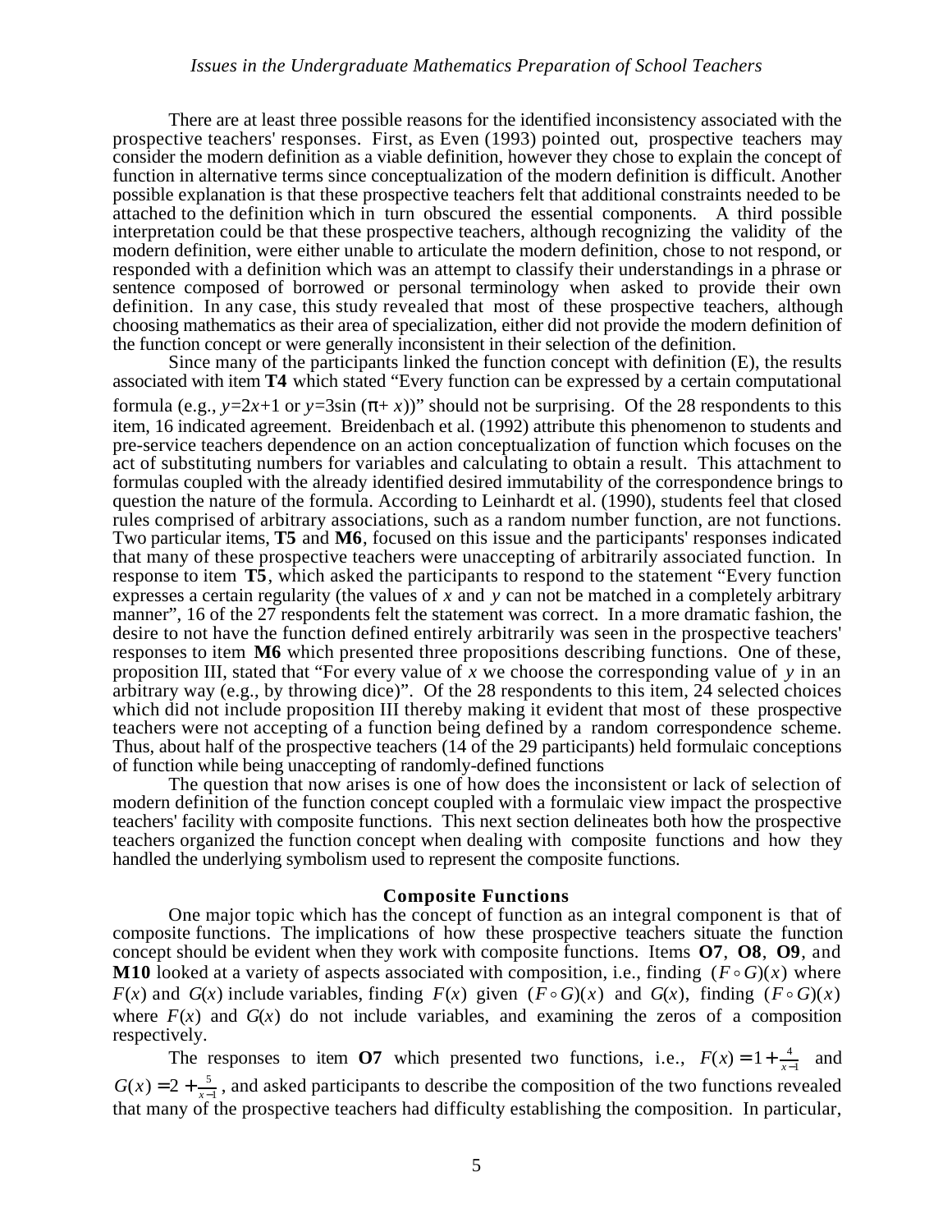There are at least three possible reasons for the identified inconsistency associated with the prospective teachers' responses. First, as Even (1993) pointed out, prospective teachers may consider the modern definition as a viable definition, however they chose to explain the concept of function in alternative terms since conceptualization of the modern definition is difficult. Another possible explanation is that these prospective teachers felt that additional constraints needed to be attached to the definition which in turn obscured the essential components. A third possible interpretation could be that these prospective teachers, although recognizing the validity of the modern definition, were either unable to articulate the modern definition, chose to not respond, or responded with a definition which was an attempt to classify their understandings in a phrase or sentence composed of borrowed or personal terminology when asked to provide their own definition. In any case, this study revealed that most of these prospective teachers, although choosing mathematics as their area of specialization, either did not provide the modern definition of the function concept or were generally inconsistent in their selection of the definition.

Since many of the participants linked the function concept with definition (E), the results associated with item **T4** which stated "Every function can be expressed by a certain computational formula (e.g., $y=2x+1$ or $y=3\sin(\pi + x)$)" should not be surprising. Of the 28 respondents to this item, 16 indicated agreement. Breidenbach et al. (1992) attribute this phenomenon to students and pre-service teachers dependence on an action conceptualization of function which focuses on the act of substituting numbers for variables and calculating to obtain a result. This attachment to formulas coupled with the already identified desired immutability of the correspondence brings to question the nature of the formula. According to Leinhardt et al. (1990), students feel that closed rules comprised of arbitrary associations, such as a random number function, are not functions. Two particular items, **T5** and **M6**, focused on this issue and the participants' responses indicated that many of these prospective teachers were unaccepting of arbitrarily associated function. In response to item **T5**, which asked the participants to respond to the statement "Every function expresses a certain regularity (the values of $x$ and $y$ can not be matched in a completely arbitrary manner", 16 of the 27 respondents felt the statement was correct. In a more dramatic fashion, the desire to not have the function defined entirely arbitrarily was seen in the prospective teachers' responses to item **M6** which presented three propositions describing functions. One of these, proposition III, stated that "For every value of $x$ we choose the corresponding value of $y$ in an arbitrary way (e.g., by throwing dice)". Of the 28 respondents to this item, 24 selected choices which did not include proposition III thereby making it evident that most of these prospective teachers were not accepting of a function being defined by a random correspondence scheme. Thus, about half of the prospective teachers (14 of the 29 participants) held formulaic conceptions of function while being unaccepting of randomly-defined functions

The question that now arises is one of how does the inconsistent or lack of selection of modern definition of the function concept coupled with a formulaic view impact the prospective teachers' facility with composite functions. This next section delineates both how the prospective teachers organized the function concept when dealing with composite functions and how they handled the underlying symbolism used to represent the composite functions.

### Composite Functions

One major topic which has the concept of function as an integral component is that of composite functions. The implications of how these prospective teachers situate the function concept should be evident when they work with composite functions. Items **O7**, **O8**, **O9**, and **M10** looked at a variety of aspects associated with composition, i.e., finding $(F \circ G)(x)$ where $F(x)$ and $G(x)$ include variables, finding $F(x)$ given $(F \circ G)(x)$ and $G(x)$, finding $(F \circ G)(x)$ where $F(x)$ and $G(x)$ do not include variables, and examining the zeros of a composition respectively.

The responses to item **O7** which presented two functions, i.e., $F(x) = 1 + \frac{4}{x-1}$ and $G(x) = 2 + \frac{5}{x-1}$, and asked participants to describe the composition of the two functions revealed that many of the prospective teachers had difficulty establishing the composition. In particular,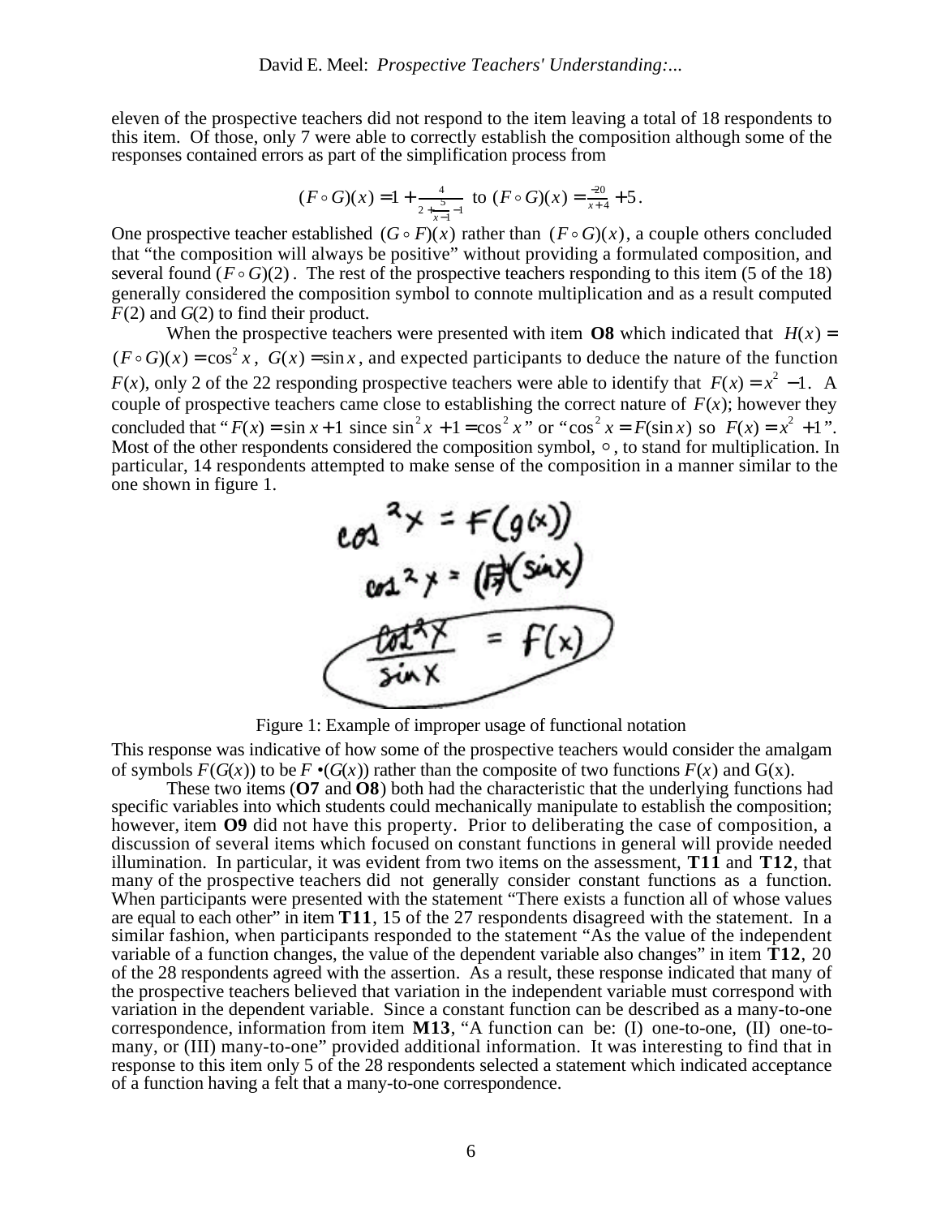eleven of the prospective teachers did not respond to the item leaving a total of 18 respondents to this item. Of those, only 7 were able to correctly establish the composition although some of the responses contained errors as part of the simplification process from

$$(F \circ G)(x) = 1 + \frac{4}{2 + \frac{5}{x-1} - 1} \text{ to } (F \circ G)(x) = \frac{-20}{x+4} + 5.$$

One prospective teacher established $(G \circ F)(x)$ rather than $(F \circ G)(x)$, a couple others concluded that "the composition will always be positive" without providing a formulated composition, and several found $(F \circ G)(2)$. The rest of the prospective teachers responding to this item (5 of the 18) generally considered the composition symbol to connote multiplication and as a result computed $F(2)$ and $G(2)$ to find their product.

When the prospective teachers were presented with item **O8** which indicated that $H(x) = (F \circ G)(x) = \cos^2 x$, $G(x) = \sin x$, and expected participants to deduce the nature of the function $F(x)$, only 2 of the 22 responding prospective teachers were able to identify that $F(x) = x^2 - 1$. A couple of prospective teachers came close to establishing the correct nature of $F(x)$; however they concluded that "$F(x) = \sin x + 1$ since $\sin^2 x + 1 = \cos^2 x$" or "$\cos^2 x = F(\sin x)$ so $F(x) = x^2 + 1$". Most of the other respondents considered the composition symbol, $\circ$, to stand for multiplication. In particular, 14 respondents attempted to make sense of the composition in a manner similar to the one shown in figure 1.

Figure 1: Example of improper usage of functional notation

This response was indicative of how some of the prospective teachers would consider the amalgam of symbols $F(G(x))$ to be $F \bullet (G(x))$ rather than the composite of two functions $F(x)$ and $G(x)$.

These two items (**O7** and **O8**) both had the characteristic that the underlying functions had specific variables into which students could mechanically manipulate to establish the composition; however, item **O9** did not have this property. Prior to deliberating the case of composition, a discussion of several items which focused on constant functions in general will provide needed illumination. In particular, it was evident from two items on the assessment, **T11** and **T12**, that many of the prospective teachers did not generally consider constant functions as a function. When participants were presented with the statement "There exists a function all of whose values are equal to each other" in item **T11**, 15 of the 27 respondents disagreed with the statement. In a similar fashion, when participants responded to the statement "As the value of the independent variable of a function changes, the value of the dependent variable also changes" in item **T12**, 20 of the 28 respondents agreed with the assertion. As a result, these response indicated that many of the prospective teachers believed that variation in the independent variable must correspond with variation in the dependent variable. Since a constant function can be described as a many-to-one correspondence, information from item **M13**, "A function can be: (I) one-to-one, (II) one-to-many, or (III) many-to-one" provided additional information. It was interesting to find that in response to this item only 5 of the 28 respondents selected a statement which indicated acceptance of a function having a felt that a many-to-one correspondence.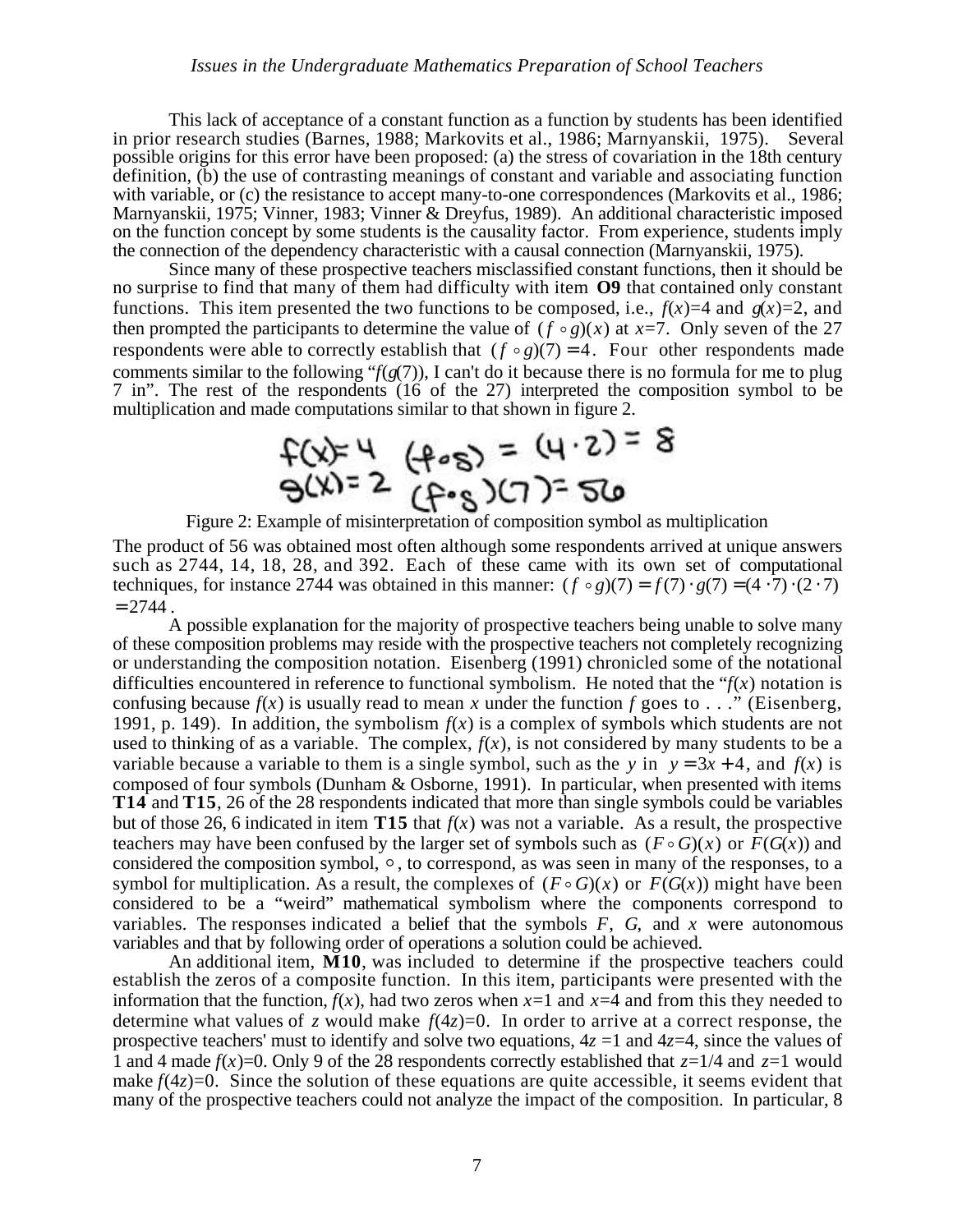This lack of acceptance of a constant function as a function by students has been identified in prior research studies (Barnes, 1988; Markovits et al., 1986; Marnyanskii, 1975). Several possible origins for this error have been proposed: (a) the stress of covariation in the 18th century definition, (b) the use of contrasting meanings of constant and variable and associating function with variable, or (c) the resistance to accept many-to-one correspondences (Markovits et al., 1986; Marnyanskii, 1975; Vinner, 1983; Vinner & Dreyfus, 1989). An additional characteristic imposed on the function concept by some students is the causality factor. From experience, students imply the connection of the dependency characteristic with a causal connection (Marnyanskii, 1975).

Since many of these prospective teachers misclassified constant functions, then it should be no surprise to find that many of them had difficulty with item **O9** that contained only constant functions. This item presented the two functions to be composed, i.e., $f(x)=4$ and $g(x)=2$, and then prompted the participants to determine the value of $(f \circ g)(x)$ at $x=7$. Only seven of the 27 respondents were able to correctly establish that $(f \circ g)(7) = 4$. Four other respondents made comments similar to the following "$f(g(7))$, I can't do it because there is no formula for me to plug 7 in". The rest of the respondents (16 of the 27) interpreted the composition symbol to be multiplication and made computations similar to that shown in figure 2.

$$f(x)=4 \quad (f \circ g) = (4 \cdot 2) = 8$$
$$g(x)=2 \quad (f \circ g)(7) = 56$$

Figure 2: Example of misinterpretation of composition symbol as multiplication

The product of 56 was obtained most often although some respondents arrived at unique answers such as 2744, 14, 18, 28, and 392. Each of these came with its own set of computational techniques, for instance 2744 was obtained in this manner: $(f \circ g)(7) = f(7) \cdot g(7) = (4 \cdot 7) \cdot (2 \cdot 7) = 2744$.

A possible explanation for the majority of prospective teachers being unable to solve many of these composition problems may reside with the prospective teachers not completely recognizing or understanding the composition notation. Eisenberg (1991) chronicled some of the notational difficulties encountered in reference to functional symbolism. He noted that the "$f(x)$ notation is confusing because $f(x)$ is usually read to mean $x$ under the function $f$ goes to . . ." (Eisenberg, 1991, p. 149). In addition, the symbolism $f(x)$ is a complex of symbols which students are not used to thinking of as a variable. The complex, $f(x)$, is not considered by many students to be a variable because a variable to them is a single symbol, such as the $y$ in $y = 3x + 4$, and $f(x)$ is composed of four symbols (Dunham & Osborne, 1991). In particular, when presented with items **T14** and **T15**, 26 of the 28 respondents indicated that more than single symbols could be variables but of those 26, 6 indicated in item **T15** that $f(x)$ was not a variable. As a result, the prospective teachers may have been confused by the larger set of symbols such as $(F \circ G)(x)$ or $F(G(x))$ and considered the composition symbol, $\circ$, to correspond, as was seen in many of the responses, to a symbol for multiplication. As a result, the complexes of $(F \circ G)(x)$ or $F(G(x))$ might have been considered to be a "weird" mathematical symbolism where the components correspond to variables. The responses indicated a belief that the symbols $F$, $G$, and $x$ were autonomous variables and that by following order of operations a solution could be achieved.

An additional item, **M10**, was included to determine if the prospective teachers could establish the zeros of a composite function. In this item, participants were presented with the information that the function, $f(x)$, had two zeros when $x=1$ and $x=4$ and from this they needed to determine what values of $z$ would make $f(4z)=0$. In order to arrive at a correct response, the prospective teachers' must to identify and solve two equations, $4z=1$ and $4z=4$, since the values of 1 and 4 made $f(x)=0$. Only 9 of the 28 respondents correctly established that $z=1/4$ and $z=1$ would make $f(4z)=0$. Since the solution of these equations are quite accessible, it seems evident that many of the prospective teachers could not analyze the impact of the composition. In particular, 8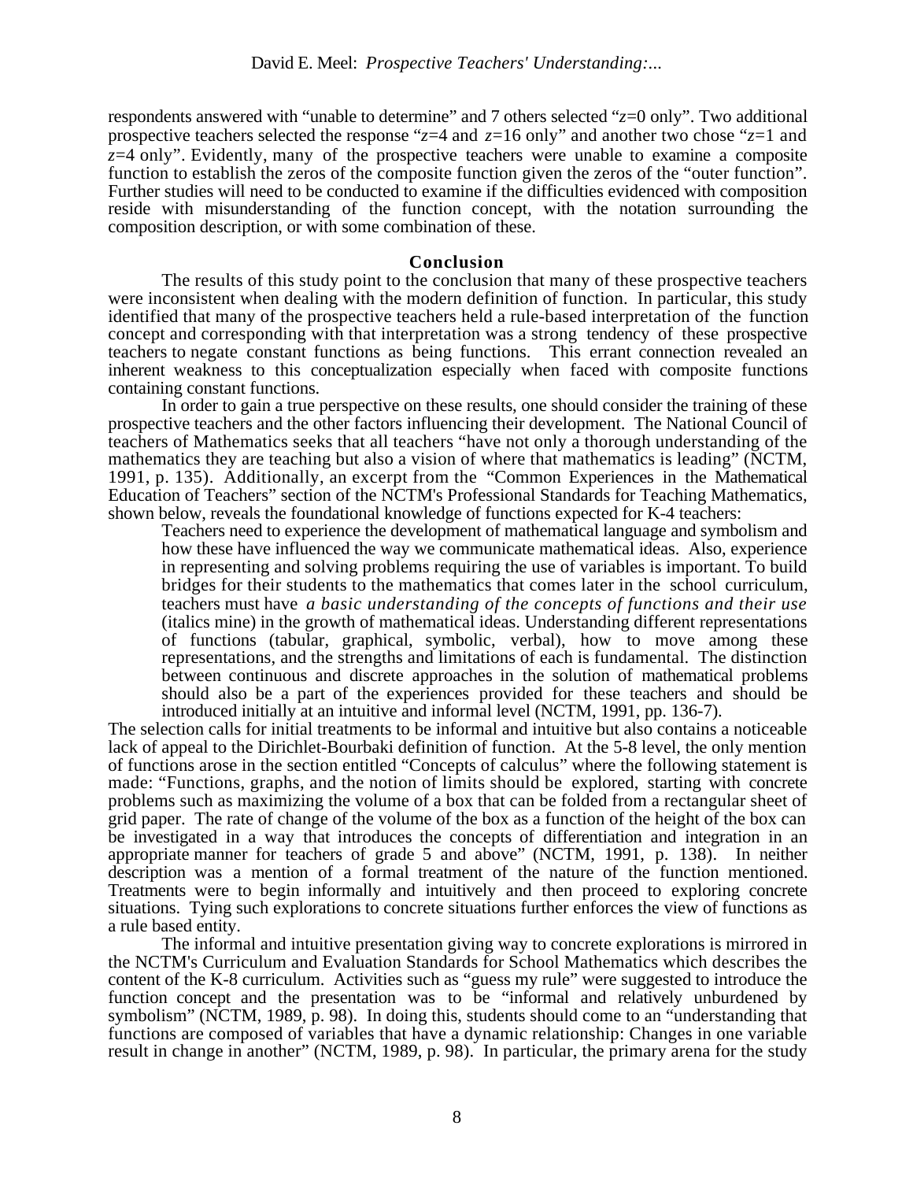respondents answered with "unable to determine" and 7 others selected "$z$=0 only". Two additional prospective teachers selected the response "$z$=4 and $z$=16 only" and another two chose "$z$=1 and $z$=4 only". Evidently, many of the prospective teachers were unable to examine a composite function to establish the zeros of the composite function given the zeros of the "outer function". Further studies will need to be conducted to examine if the difficulties evidenced with composition reside with misunderstanding of the function concept, with the notation surrounding the composition description, or with some combination of these.

## Conclusion

The results of this study point to the conclusion that many of these prospective teachers were inconsistent when dealing with the modern definition of function. In particular, this study identified that many of the prospective teachers held a rule-based interpretation of the function concept and corresponding with that interpretation was a strong tendency of these prospective teachers to negate constant functions as being functions. This errant connection revealed an inherent weakness to this conceptualization especially when faced with composite functions containing constant functions.

In order to gain a true perspective on these results, one should consider the training of these prospective teachers and the other factors influencing their development. The National Council of teachers of Mathematics seeks that all teachers "have not only a thorough understanding of the mathematics they are teaching but also a vision of where that mathematics is leading" (NCTM, 1991, p. 135). Additionally, an excerpt from the "Common Experiences in the Mathematical Education of Teachers" section of the NCTM's Professional Standards for Teaching Mathematics, shown below, reveals the foundational knowledge of functions expected for K-4 teachers:

> Teachers need to experience the development of mathematical language and symbolism and how these have influenced the way we communicate mathematical ideas. Also, experience in representing and solving problems requiring the use of variables is important. To build bridges for their students to the mathematics that comes later in the school curriculum, teachers must have *a basic understanding of the concepts of functions and their use* (italics mine) in the growth of mathematical ideas. Understanding different representations of functions (tabular, graphical, symbolic, verbal), how to move among these representations, and the strengths and limitations of each is fundamental. The distinction between continuous and discrete approaches in the solution of mathematical problems should also be a part of the experiences provided for these teachers and should be introduced initially at an intuitive and informal level (NCTM, 1991, pp. 136-7).

The selection calls for initial treatments to be informal and intuitive but also contains a noticeable lack of appeal to the Dirichlet-Bourbaki definition of function. At the 5-8 level, the only mention of functions arose in the section entitled "Concepts of calculus" where the following statement is made: "Functions, graphs, and the notion of limits should be explored, starting with concrete problems such as maximizing the volume of a box that can be folded from a rectangular sheet of grid paper. The rate of change of the volume of the box as a function of the height of the box can be investigated in a way that introduces the concepts of differentiation and integration in an appropriate manner for teachers of grade 5 and above" (NCTM, 1991, p. 138). In neither description was a mention of a formal treatment of the nature of the function mentioned. Treatments were to begin informally and intuitively and then proceed to exploring concrete situations. Tying such explorations to concrete situations further enforces the view of functions as a rule based entity.

The informal and intuitive presentation giving way to concrete explorations is mirrored in the NCTM's Curriculum and Evaluation Standards for School Mathematics which describes the content of the K-8 curriculum. Activities such as "guess my rule" were suggested to introduce the function concept and the presentation was to be "informal and relatively unburdened by symbolism" (NCTM, 1989, p. 98). In doing this, students should come to an "understanding that functions are composed of variables that have a dynamic relationship: Changes in one variable result in change in another" (NCTM, 1989, p. 98). In particular, the primary arena for the study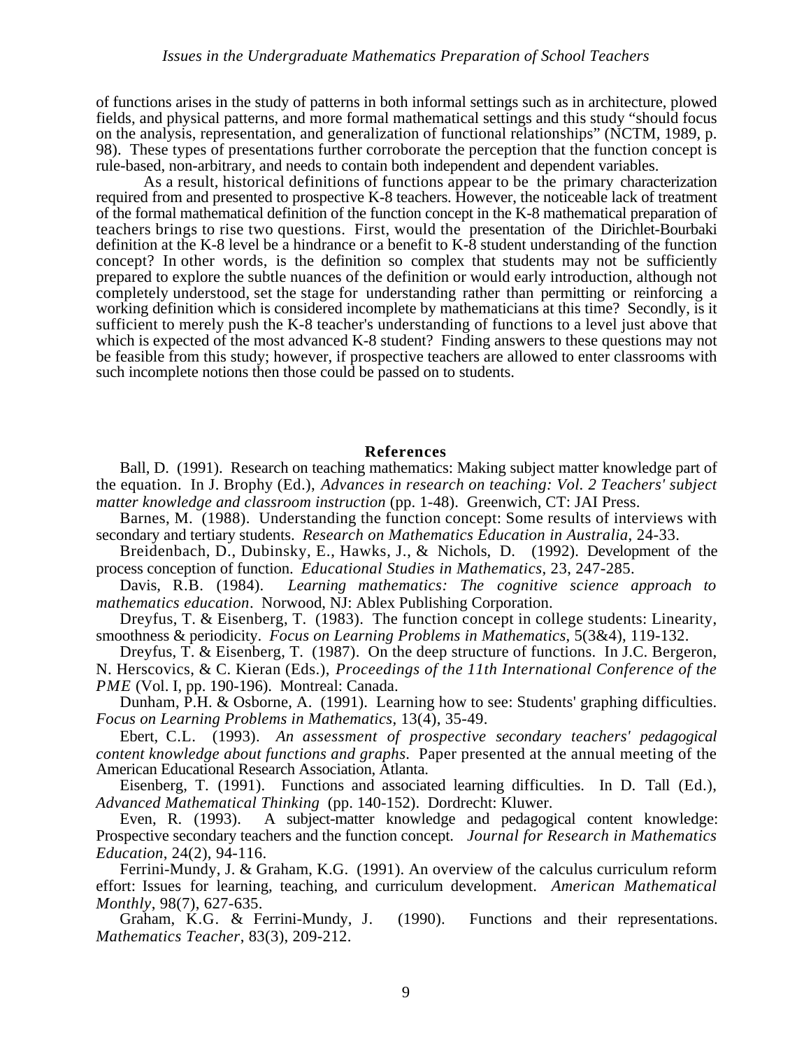of functions arises in the study of patterns in both informal settings such as in architecture, plowed fields, and physical patterns, and more formal mathematical settings and this study "should focus on the analysis, representation, and generalization of functional relationships" (NCTM, 1989, p. 98). These types of presentations further corroborate the perception that the function concept is rule-based, non-arbitrary, and needs to contain both independent and dependent variables.

As a result, historical definitions of functions appear to be the primary characterization required from and presented to prospective K-8 teachers. However, the noticeable lack of treatment of the formal mathematical definition of the function concept in the K-8 mathematical preparation of teachers brings to rise two questions. First, would the presentation of the Dirichlet-Bourbaki definition at the K-8 level be a hindrance or a benefit to K-8 student understanding of the function concept? In other words, is the definition so complex that students may not be sufficiently prepared to explore the subtle nuances of the definition or would early introduction, although not completely understood, set the stage for understanding rather than permitting or reinforcing a working definition which is considered incomplete by mathematicians at this time? Secondly, is it sufficient to merely push the K-8 teacher's understanding of functions to a level just above that which is expected of the most advanced K-8 student? Finding answers to these questions may not be feasible from this study; however, if prospective teachers are allowed to enter classrooms with such incomplete notions then those could be passed on to students.

## References

Ball, D. (1991). Research on teaching mathematics: Making subject matter knowledge part of the equation. In J. Brophy (Ed.), *Advances in research on teaching: Vol. 2 Teachers' subject matter knowledge and classroom instruction* (pp. 1-48). Greenwich, CT: JAI Press.

Barnes, M. (1988). Understanding the function concept: Some results of interviews with secondary and tertiary students. *Research on Mathematics Education in Australia*, 24-33.

Breidenbach, D., Dubinsky, E., Hawks, J., & Nichols, D. (1992). Development of the process conception of function. *Educational Studies in Mathematics*, 23, 247-285.

Davis, R.B. (1984). *Learning mathematics: The cognitive science approach to mathematics education*. Norwood, NJ: Ablex Publishing Corporation.

Dreyfus, T. & Eisenberg, T. (1983). The function concept in college students: Linearity, smoothness & periodicity. *Focus on Learning Problems in Mathematics*, 5(3&4), 119-132.

Dreyfus, T. & Eisenberg, T. (1987). On the deep structure of functions. In J.C. Bergeron, N. Herscovics, & C. Kieran (Eds.), *Proceedings of the 11th International Conference of the PME* (Vol. I, pp. 190-196). Montreal: Canada.

Dunham, P.H. & Osborne, A. (1991). Learning how to see: Students' graphing difficulties. *Focus on Learning Problems in Mathematics*, 13(4), 35-49.

Ebert, C.L. (1993). *An assessment of prospective secondary teachers' pedagogical content knowledge about functions and graphs*. Paper presented at the annual meeting of the American Educational Research Association, Atlanta.

Eisenberg, T. (1991). Functions and associated learning difficulties. In D. Tall (Ed.), *Advanced Mathematical Thinking* (pp. 140-152). Dordrecht: Kluwer.

Even, R. (1993). A subject-matter knowledge and pedagogical content knowledge: Prospective secondary teachers and the function concept. *Journal for Research in Mathematics Education*, 24(2), 94-116.

Ferrini-Mundy, J. & Graham, K.G. (1991). An overview of the calculus curriculum reform effort: Issues for learning, teaching, and curriculum development. *American Mathematical Monthly*, 98(7), 627-635.

Graham, K.G. & Ferrini-Mundy, J. (1990). Functions and their representations. *Mathematics Teacher*, 83(3), 209-212.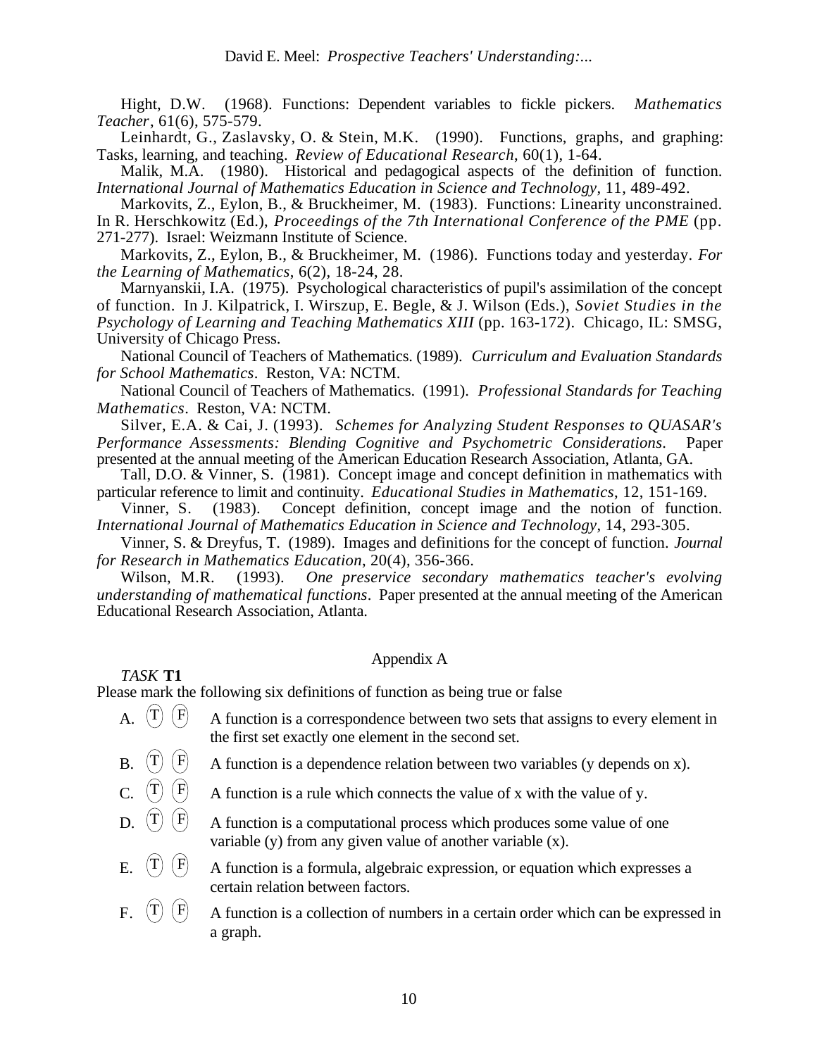Hight, D.W. (1968). Functions: Dependent variables to fickle pickers. *Mathematics Teacher*, 61(6), 575-579.

Leinhardt, G., Zaslavsky, O. & Stein, M.K. (1990). Functions, graphs, and graphing: Tasks, learning, and teaching. *Review of Educational Research*, 60(1), 1-64.

Malik, M.A. (1980). Historical and pedagogical aspects of the definition of function. *International Journal of Mathematics Education in Science and Technology*, 11, 489-492.

Markovits, Z., Eylon, B., & Bruckheimer, M. (1983). Functions: Linearity unconstrained. In R. Herschkowitz (Ed.), *Proceedings of the 7th International Conference of the PME* (pp. 271-277). Israel: Weizmann Institute of Science.

Markovits, Z., Eylon, B., & Bruckheimer, M. (1986). Functions today and yesterday. *For the Learning of Mathematics*, 6(2), 18-24, 28.

Marnyanskii, I.A. (1975). Psychological characteristics of pupil's assimilation of the concept of function. In J. Kilpatrick, I. Wirszup, E. Begle, & J. Wilson (Eds.), *Soviet Studies in the Psychology of Learning and Teaching Mathematics XIII* (pp. 163-172). Chicago, IL: SMSG, University of Chicago Press.

National Council of Teachers of Mathematics. (1989). *Curriculum and Evaluation Standards for School Mathematics*. Reston, VA: NCTM.

National Council of Teachers of Mathematics. (1991). *Professional Standards for Teaching Mathematics*. Reston, VA: NCTM.

Silver, E.A. & Cai, J. (1993). *Schemes for Analyzing Student Responses to QUASAR's Performance Assessments: Blending Cognitive and Psychometric Considerations*. Paper presented at the annual meeting of the American Education Research Association, Atlanta, GA.

Tall, D.O. & Vinner, S. (1981). Concept image and concept definition in mathematics with particular reference to limit and continuity. *Educational Studies in Mathematics*, 12, 151-169.

Vinner, S. (1983). Concept definition, concept image and the notion of function. *International Journal of Mathematics Education in Science and Technology*, 14, 293-305.

Vinner, S. & Dreyfus, T. (1989). Images and definitions for the concept of function. *Journal for Research in Mathematics Education*, 20(4), 356-366.

Wilson, M.R. (1993). *One preservice secondary mathematics teacher's evolving understanding of mathematical functions*. Paper presented at the annual meeting of the American Educational Research Association, Atlanta.

## Appendix A

*TASK* **T1**

Please mark the following six definitions of function as being true or false

A. (T) (F) A function is a correspondence between two sets that assigns to every element in the first set exactly one element in the second set.

B. (T) (F) A function is a dependence relation between two variables (y depends on x).

C. (T) (F) A function is a rule which connects the value of x with the value of y.

D. (T) (F) A function is a computational process which produces some value of one variable (y) from any given value of another variable (x).

E. (T) (F) A function is a formula, algebraic expression, or equation which expresses a certain relation between factors.

F. (T) (F) A function is a collection of numbers in a certain order which can be expressed in a graph.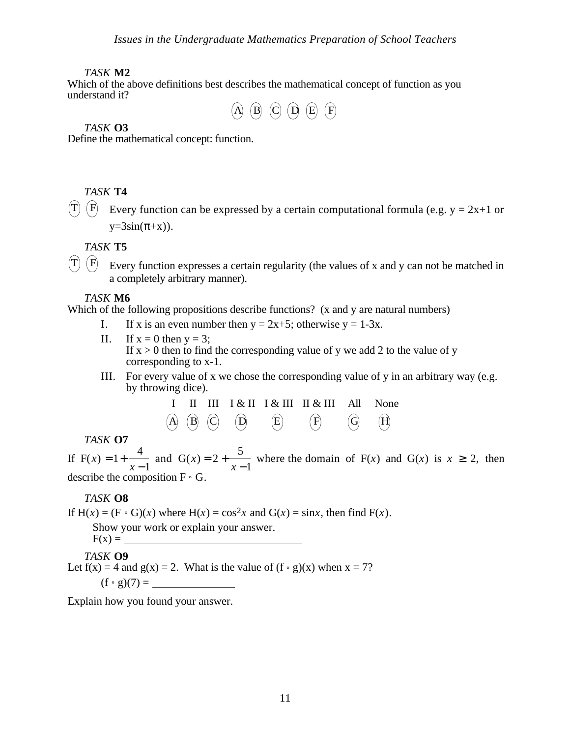*TASK* **M2**

Which of the above definitions best describes the mathematical concept of function as you understand it?

Ⓐ Ⓑ Ⓒ Ⓓ Ⓔ Ⓕ

*TASK* **O3**

Define the mathematical concept: function.

*TASK* **T4**

Ⓣ Ⓕ Every function can be expressed by a certain computational formula (e.g. y = 2x+1 or y=3sin(π+x)).

*TASK* **T5**

Ⓣ Ⓕ Every function expresses a certain regularity (the values of x and y can not be matched in a completely arbitrary manner).

*TASK* **M6**

Which of the following propositions describe functions? (x and y are natural numbers)

I. If x is an even number then y = 2x+5; otherwise y = 1-3x.

II. If x = 0 then y = 3;
If x > 0 then to find the corresponding value of y we add 2 to the value of y corresponding to x-1.

III. For every value of x we chose the corresponding value of y in an arbitrary way (e.g. by throwing dice).

| I | II | III | I & II | I & III | II & III | All | None |
|---|---|---|---|---|---|---|---|
| Ⓐ | Ⓑ | Ⓒ | Ⓓ | Ⓔ | Ⓕ | Ⓖ | Ⓗ |

*TASK* **O7**

If $F(x) = 1 + \frac{4}{x-1}$ and $G(x) = 2 + \frac{5}{x-1}$ where the domain of $F(x)$ and $G(x)$ is $x \geq 2$, then describe the composition $F \circ G$.

*TASK* **O8**

If $H(x) = (F \circ G)(x)$ where $H(x) = \cos^2 x$ and $G(x) = \sin x$, then find $F(x)$.

Show your work or explain your answer.

F(x) = ______________________________

*TASK* **O9**

Let f(x) = 4 and g(x) = 2. What is the value of $(f \circ g)(x)$ when x = 7?

$(f \circ g)(7)$ = ______________

Explain how you found your answer.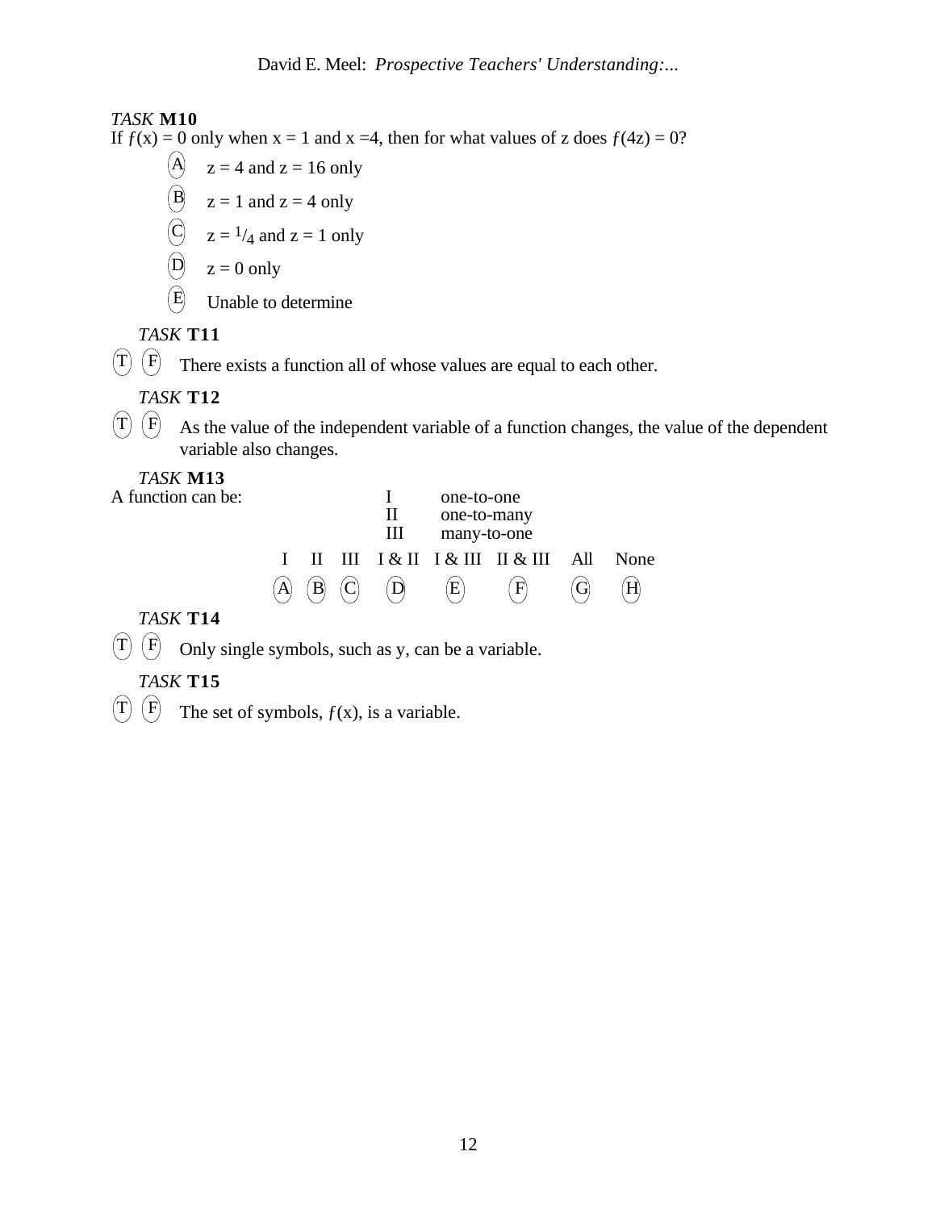*TASK* **M10**

If $f(x) = 0$ only when $x = 1$ and $x = 4$, then for what values of z does $f(4z) = 0$?

- (A) z = 4 and z = 16 only
- (B) z = 1 and z = 4 only
- (C) $z = 1/4$ and z = 1 only
- (D) z = 0 only
- (E) Unable to determine

*TASK* **T11**

(T) (F) There exists a function all of whose values are equal to each other.

*TASK* **T12**

(T) (F) As the value of the independent variable of a function changes, the value of the dependent variable also changes.

*TASK* **M13**

A function can be:

I one-to-one
II one-to-many
III many-to-one

| I | II | III | I & II | I & III | II & III | All | None |
|---|---|---|---|---|---|---|---|
| (A) | (B) | (C) | (D) | (E) | (F) | (G) | (H) |

*TASK* **T14**

(T) (F) Only single symbols, such as y, can be a variable.

*TASK* **T15**

(T) (F) The set of symbols, $f(x)$, is a variable.